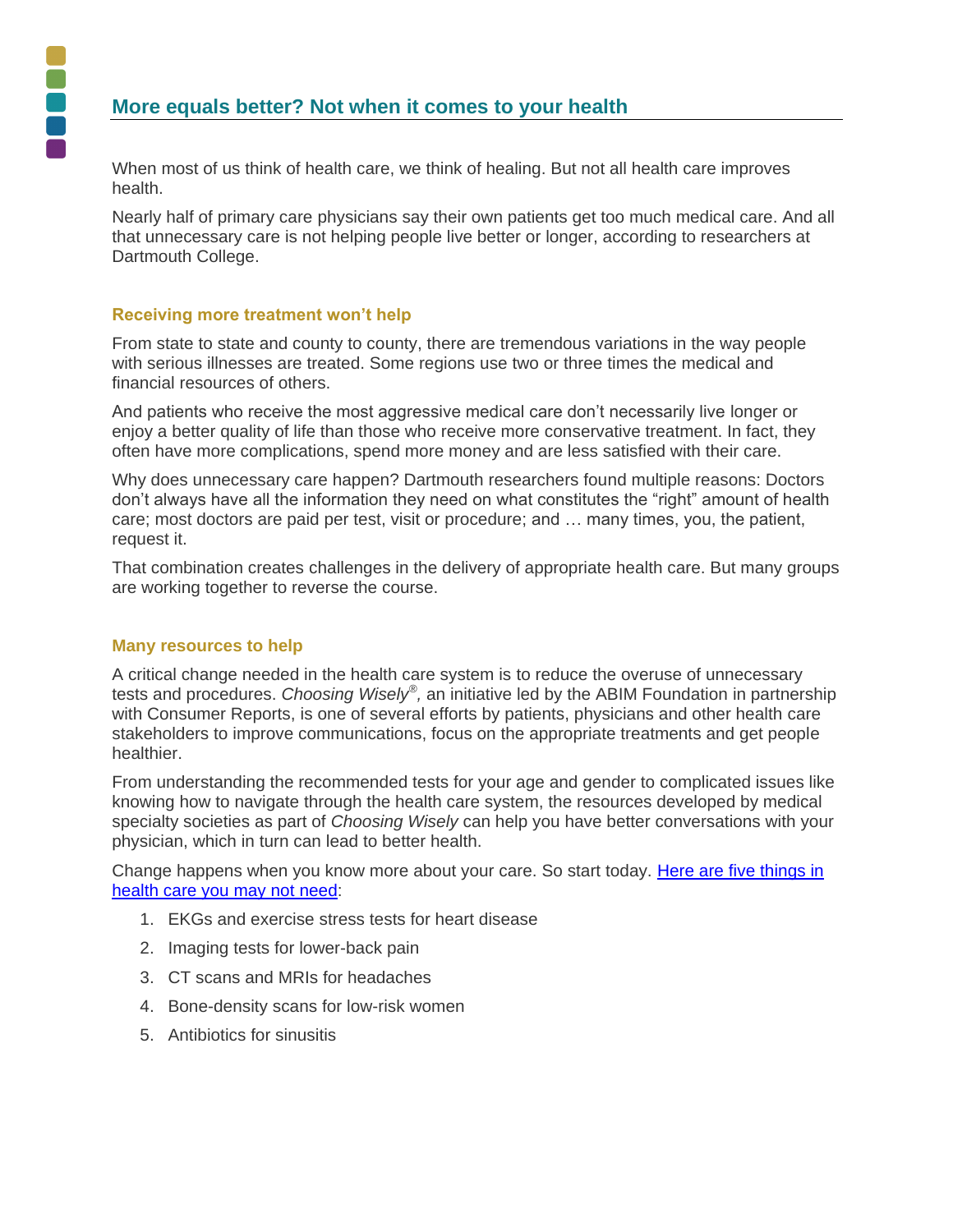## More equals better? Not when it comes to your health

When most of us think of health care, we think of healing. But not all health care improves health.

Nearly half of primary care physicians say their own patients get too much medical care. And all that unnecessary care is not helping people live better or longer, according to researchers at Dartmouth College.

### Receiving more treatment won't help

From state to state and county to county, there are tremendous variations in the way people with serious illnesses are treated. Some regions use two or three times the medical and financial resources of others.

And patients who receive the most aggressive medical care don't necessarily live longer or enjoy a better quality of life than those who receive more conservative treatment. In fact, they often have more complications, spend more money and are less satisfied with their care.

Why does unnecessary care happen? Dartmouth researchers found multiple reasons: Doctors don't always have all the information they need on what constitutes the "right" amount of health care; most doctors are paid per test, visit or procedure; and … many times, you, the patient, request it.

That combination creates challenges in the delivery of appropriate health care. But many groups are working together to reverse the course.

### Many resources to help

A critical change needed in the health care system is to reduce the overuse of unnecessary tests and procedures. *Choosing Wisely®,* an initiative led by the ABIM Foundation in partnership with Consumer Reports, is one of several efforts by patients, physicians and other health care stakeholders to improve communications, focus on the appropriate treatments and get people healthier.

From understanding the recommended tests for your age and gender to complicated issues like knowing how to navigate through the health care system, the resources developed by medical specialty societies as part of *Choosing Wisely* can help you have better conversations with your physician, which in turn can lead to better health.

Change happens when you know more about your care. So start today. [Here are five things in health care you may not need]():

1. EKGs and exercise stress tests for heart disease
2. Imaging tests for lower-back pain
3. CT scans and MRIs for headaches
4. Bone-density scans for low-risk women
5. Antibiotics for sinusitis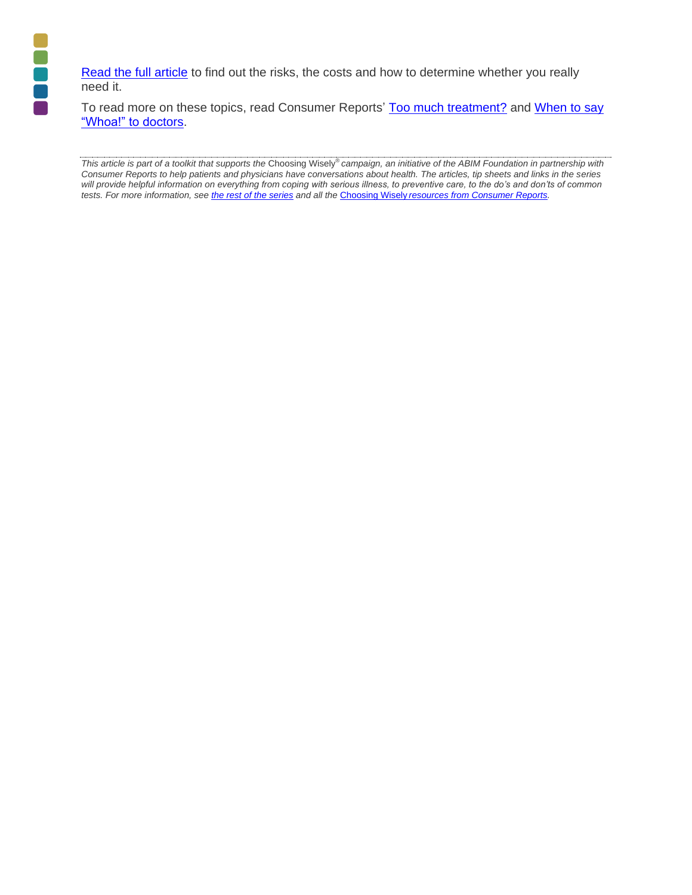Read the full article to find out the risks, the costs and how to determine whether you really need it.

To read more on these topics, read Consumer Reports' Too much treatment? and When to say "Whoa!" to doctors.

---

*This article is part of a toolkit that supports the* Choosing Wisely® *campaign, an initiative of the ABIM Foundation in partnership with Consumer Reports to help patients and physicians have conversations about health. The articles, tip sheets and links in the series will provide helpful information on everything from coping with serious illness, to preventive care, to the do's and don'ts of common tests. For more information, see the rest of the series and all the* Choosing Wisely *resources from Consumer Reports.*